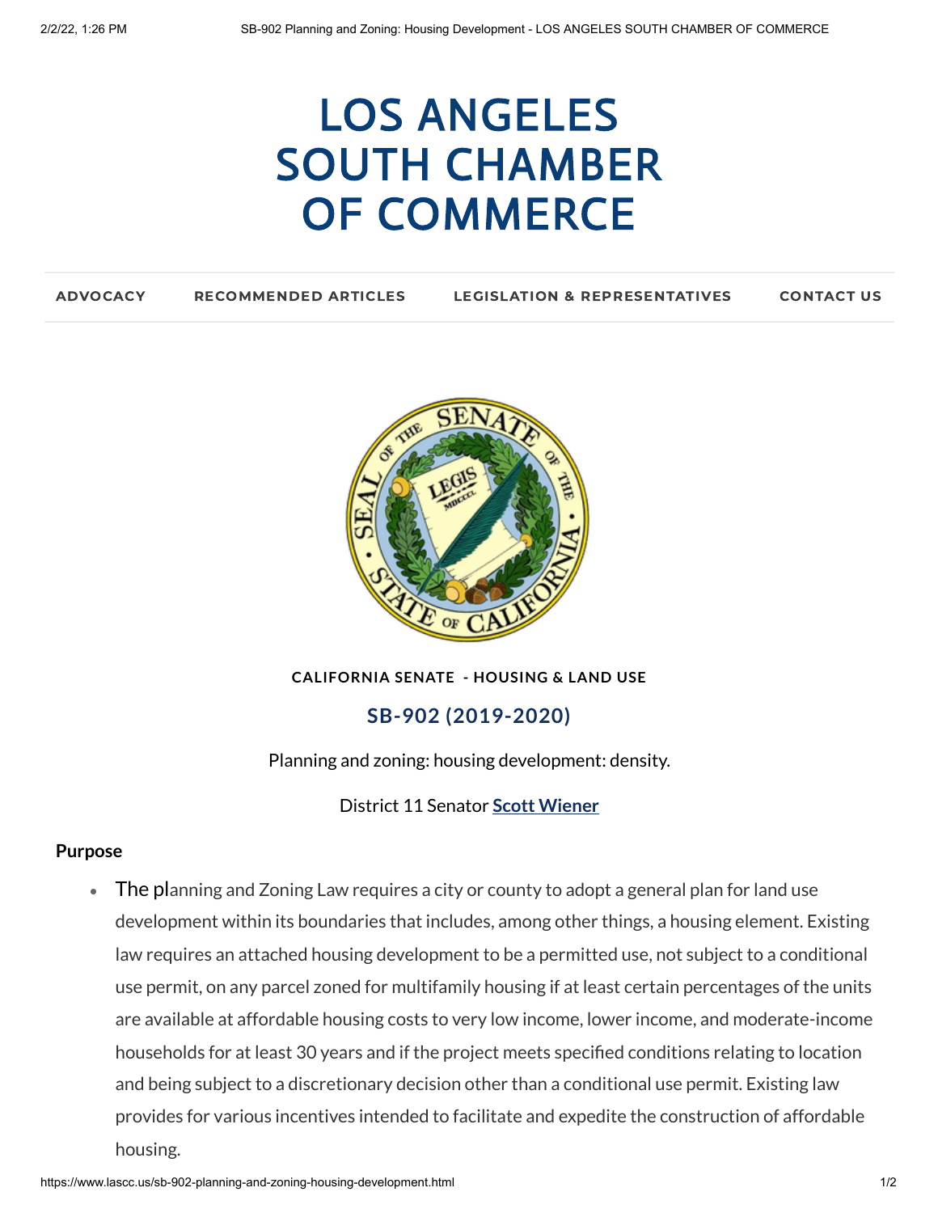# LOS ANGELES SOUTH CHAMBER OF COMMERCE

ADVOCACY | RECOMMENDED ARTICLES | LEGISLATION & REPRESENTATIVES | CONTACT US

**CALIFORNIA SENATE - HOUSING & LAND USE**

## SB-902 (2019-2020)

Planning and zoning: housing development: density.

District 11 Senator **Scott Wiener**

**Purpose**

- The planning and Zoning Law requires a city or county to adopt a general plan for land use development within its boundaries that includes, among other things, a housing element. Existing law requires an attached housing development to be a permitted use, not subject to a conditional use permit, on any parcel zoned for multifamily housing if at least certain percentages of the units are available at affordable housing costs to very low income, lower income, and moderate-income households for at least 30 years and if the project meets specified conditions relating to location and being subject to a discretionary decision other than a conditional use permit. Existing law provides for various incentives intended to facilitate and expedite the construction of affordable housing.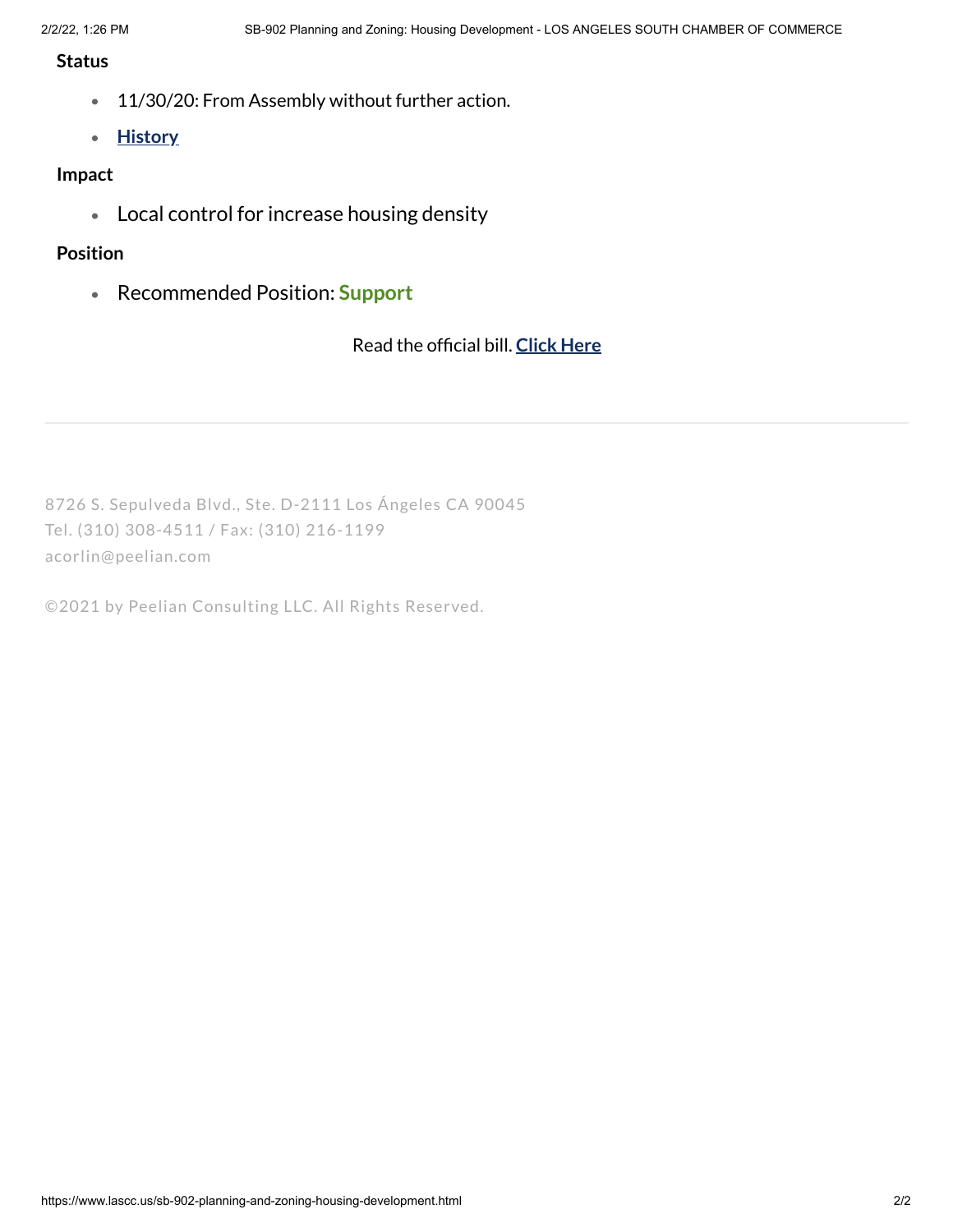**Status**

- 11/30/20: From Assembly without further action.
- **History**

**Impact**

- Local control for increase housing density

**Position**

- Recommended Position: **Support**

Read the official bill. **Click Here**

---

8726 S. Sepulveda Blvd., Ste. D-2111 Los Ángeles CA 90045
Tel. (310) 308-4511 / Fax: (310) 216-1199
acorlin@peelian.com

©2021 by Peelian Consulting LLC. All Rights Reserved.